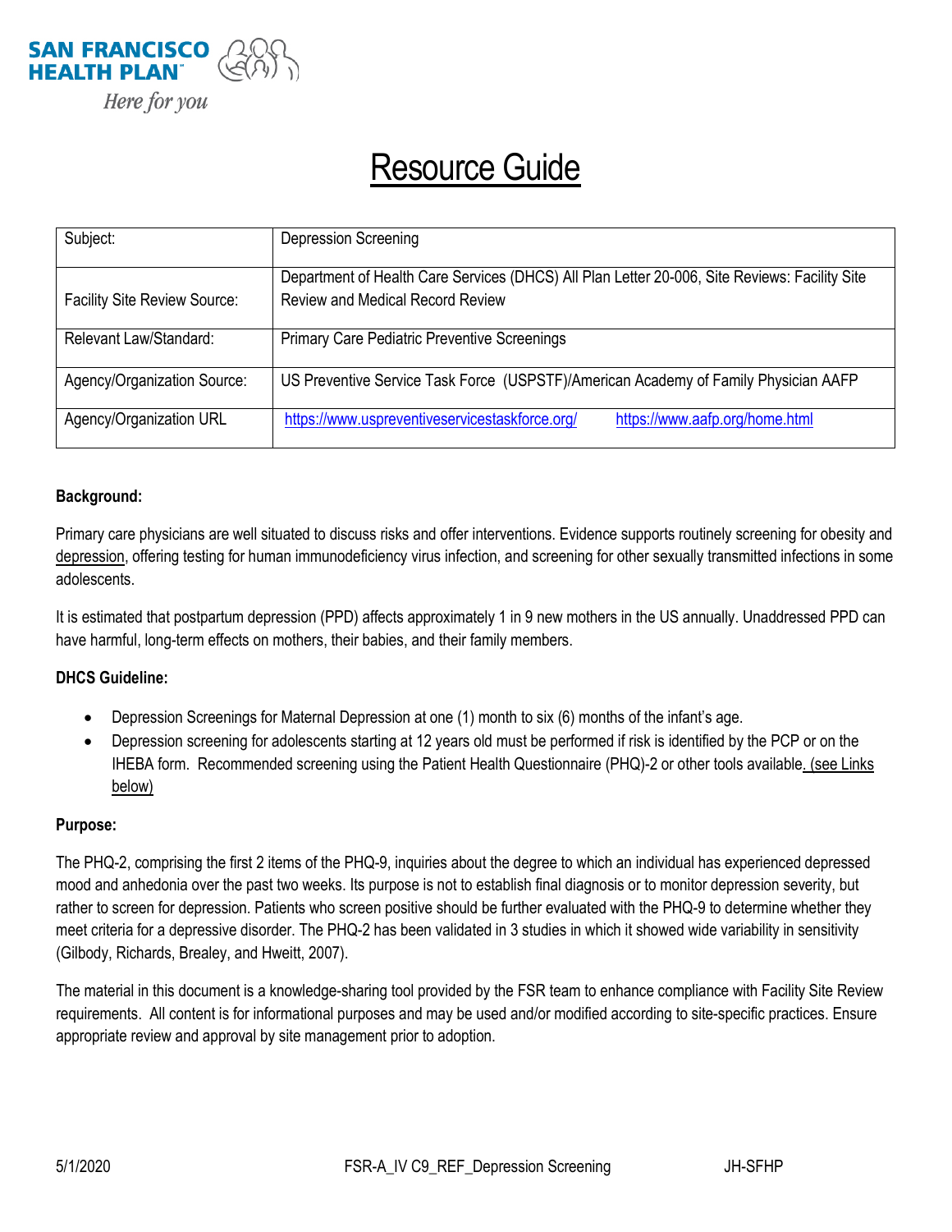SAN FRANCISCO HEALTH PLAN

*Here for you*

# Resource Guide

| Subject: | Depression Screening |
|---|---|
| Facility Site Review Source: | Department of Health Care Services (DHCS) All Plan Letter 20-006, Site Reviews: Facility Site Review and Medical Record Review |
| Relevant Law/Standard: | Primary Care Pediatric Preventive Screenings |
| Agency/Organization Source: | US Preventive Service Task Force (USPSTF)/American Academy of Family Physician AAFP |
| Agency/Organization URL | https://www.uspreventiveservicestaskforce.org/ https://www.aafp.org/home.html |

**Background:**

Primary care physicians are well situated to discuss risks and offer interventions. Evidence supports routinely screening for obesity and depression, offering testing for human immunodeficiency virus infection, and screening for other sexually transmitted infections in some adolescents.

It is estimated that postpartum depression (PPD) affects approximately 1 in 9 new mothers in the US annually. Unaddressed PPD can have harmful, long-term effects on mothers, their babies, and their family members.

**DHCS Guideline:**

- Depression Screenings for Maternal Depression at one (1) month to six (6) months of the infant's age.
- Depression screening for adolescents starting at 12 years old must be performed if risk is identified by the PCP or on the IHEBA form. Recommended screening using the Patient Health Questionnaire (PHQ)-2 or other tools available. (see Links below)

**Purpose:**

The PHQ-2, comprising the first 2 items of the PHQ-9, inquiries about the degree to which an individual has experienced depressed mood and anhedonia over the past two weeks. Its purpose is not to establish final diagnosis or to monitor depression severity, but rather to screen for depression. Patients who screen positive should be further evaluated with the PHQ-9 to determine whether they meet criteria for a depressive disorder. The PHQ-2 has been validated in 3 studies in which it showed wide variability in sensitivity (Gilbody, Richards, Brealey, and Hweitt, 2007).

The material in this document is a knowledge-sharing tool provided by the FSR team to enhance compliance with Facility Site Review requirements. All content is for informational purposes and may be used and/or modified according to site-specific practices. Ensure appropriate review and approval by site management prior to adoption.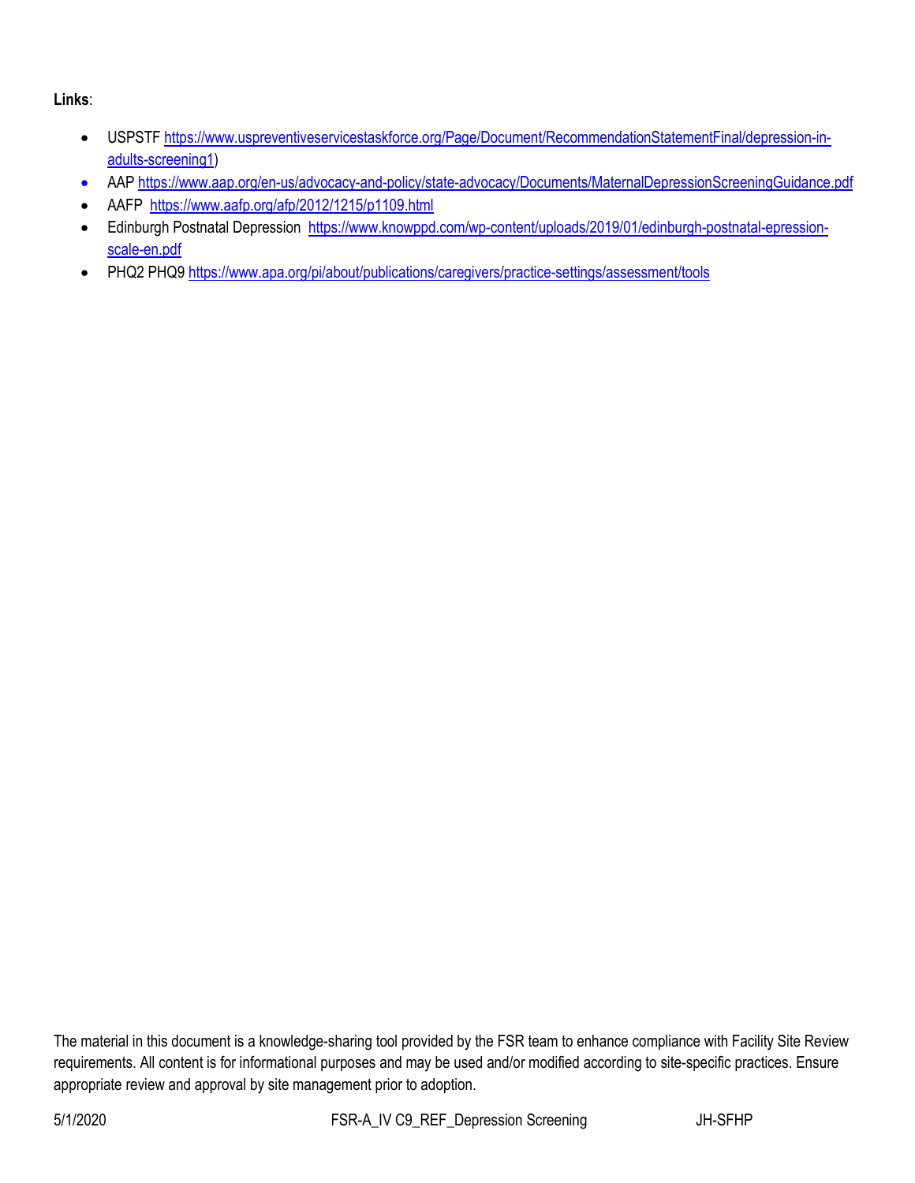**Links**:

- USPSTF https://www.uspreventiveservicestaskforce.org/Page/Document/RecommendationStatementFinal/depression-in-adults-screening1)
- AAP https://www.aap.org/en-us/advocacy-and-policy/state-advocacy/Documents/MaternalDepressionScreeningGuidance.pdf
- AAFP https://www.aafp.org/afp/2012/1215/p1109.html
- Edinburgh Postnatal Depression https://www.knowppd.com/wp-content/uploads/2019/01/edinburgh-postnatal-epression-scale-en.pdf
- PHQ2 PHQ9 https://www.apa.org/pi/about/publications/caregivers/practice-settings/assessment/tools

The material in this document is a knowledge-sharing tool provided by the FSR team to enhance compliance with Facility Site Review requirements. All content is for informational purposes and may be used and/or modified according to site-specific practices. Ensure appropriate review and approval by site management prior to adoption.

5/1/2020 FSR-A_IV C9_REF_Depression Screening JH-SFHP